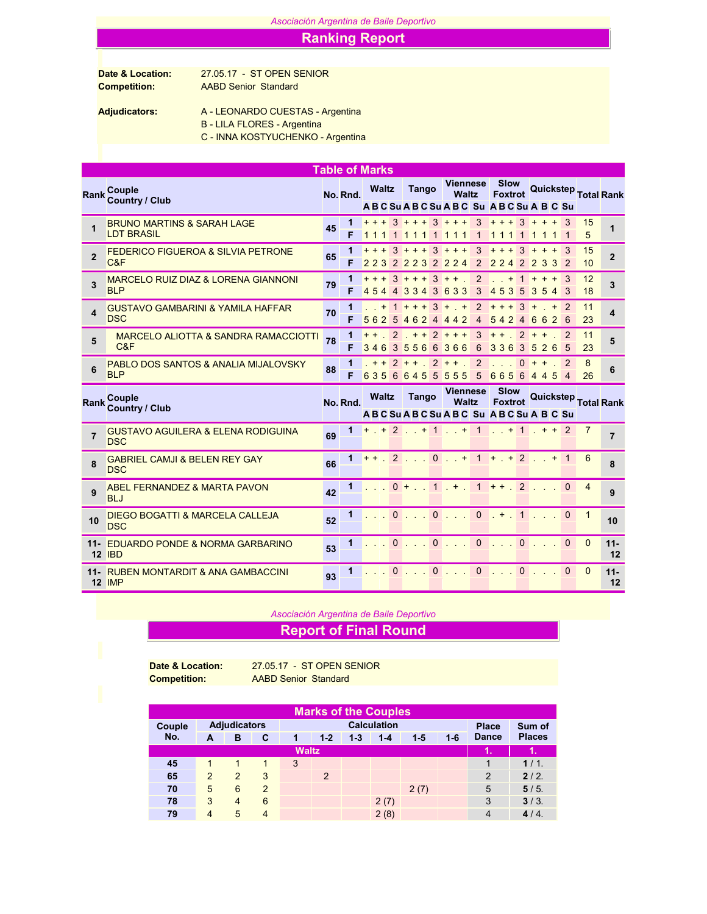*Asociación Argentina de Baile Deportivo*

# Ranking Report

**Date & Location:** 27.05.17 - ST OPEN SENIOR
**Competition:** AABD Senior Standard

**Adjudicators:**
A - LEONARDO CUESTAS - Argentina
B - LILA FLORES - Argentina
C - INNA KOSTYUCHENKO - Argentina

## Table of Marks

| Rank | Couple / Country / Club | No. | Rnd. | Waltz A B C | Waltz Su | Tango A B C | Tango Su | Viennese Waltz A B C | Viennese Waltz Su | Slow Foxtrot A B C | Slow Foxtrot Su | Quickstep A B C | Quickstep Su | Total | Rank |
|---|---|---|---|---|---|---|---|---|---|---|---|---|---|---|---|
| 1 | BRUNO MARTINS & SARAH LAGE / LDT BRASIL | 45 | 1 | + + + | 3 | + + + | 3 | + + + | 3 | + + + | 3 | + + + | 3 | 15 | 1 |
| | | | F | 1 1 1 | 1 | 1 1 1 | 1 | 1 1 1 | 1 | 1 1 1 | 1 | 1 1 1 | 1 | 5 | |
| 2 | FEDERICO FIGUEROA & SILVIA PETRONE / C&F | 65 | 1 | + + + | 3 | + + + | 3 | + + + | 3 | + + + | 3 | + + + | 3 | 15 | 2 |
| | | | F | 2 2 3 | 2 | 2 2 3 | 2 | 2 2 4 | 2 | 2 2 4 | 2 | 2 3 3 | 2 | 10 | |
| 3 | MARCELO RUIZ DIAZ & LORENA GIANNONI / BLP | 79 | 1 | + + + | 3 | + + + | 3 | + + . | 2 | . . + | 1 | + + + | 3 | 12 | 3 |
| | | | F | 4 5 4 | 4 | 3 3 4 | 3 | 6 3 3 | 3 | 4 5 3 | 5 | 3 5 4 | 3 | 18 | |
| 4 | GUSTAVO GAMBARINI & YAMILA HAFFAR / DSC | 70 | 1 | . . + | 1 | + + + | 3 | + . + | 2 | + + + | 3 | + . + | 2 | 11 | 4 |
| | | | F | 5 6 2 | 5 | 4 6 2 | 4 | 4 4 2 | 4 | 5 4 2 | 4 | 6 6 2 | 6 | 23 | |
| 5 | MARCELO ALIOTTA & SANDRA RAMACCIOTTI / C&F | 78 | 1 | + + . | 2 | . + + | 2 | + + + | 3 | + + . | 2 | + + . | 2 | 11 | 5 |
| | | | F | 3 4 6 | 3 | 5 5 6 | 6 | 3 6 6 | 6 | 3 3 6 | 3 | 5 2 6 | 5 | 23 | |
| 6 | PABLO DOS SANTOS & ANALIA MIJALOVSKY / BLP | 88 | 1 | . + + | 2 | + + . | 2 | + + . | 2 | . . . | 0 | + + . | 2 | 8 | 6 |
| | | | F | 6 3 5 | 6 | 6 4 5 | 5 | 5 5 5 | 5 | 6 6 5 | 6 | 4 4 5 | 4 | 26 | |
| 7 | GUSTAVO AGUILERA & ELENA RODIGUINA / DSC | 69 | 1 | + . + | 2 | . . + | 1 | . . + | 1 | . . + | 1 | . + + | 2 | 7 | 7 |
| 8 | GABRIEL CAMJI & BELEN REY GAY / DSC | 66 | 1 | + + . | 2 | . . . | 0 | . . + | 1 | + . + | 2 | . . + | 1 | 6 | 8 |
| 9 | ABEL FERNANDEZ & MARTA PAVON / BLJ | 42 | 1 | . . . | 0 | + . . | 1 | . + . | 1 | + + . | 2 | . . . | 0 | 4 | 9 |
| 10 | DIEGO BOGATTI & MARCELA CALLEJA / DSC | 52 | 1 | . . . | 0 | . . . | 0 | . . . | 0 | . + . | 1 | . . . | 0 | 1 | 10 |
| 11-12 | EDUARDO PONDE & NORMA GARBARINO / IBD | 53 | 1 | . . . | 0 | . . . | 0 | . . . | 0 | . . . | 0 | . . . | 0 | 0 | 11-12 |
| 11-12 | RUBEN MONTARDIT & ANA GAMBACCINI / IMP | 93 | 1 | . . . | 0 | . . . | 0 | . . . | 0 | . . . | 0 | . . . | 0 | 0 | 11-12 |

*Asociación Argentina de Baile Deportivo*

# Report of Final Round

**Date & Location:** 27.05.17 - ST OPEN SENIOR
**Competition:** AABD Senior Standard

## Marks of the Couples

| Couple No. | A | B | C | 1 | 1-2 | 1-3 | 1-4 | 1-5 | 1-6 | Place Dance | Sum of Places |
|---|---|---|---|---|---|---|---|---|---|---|---|
| **Waltz** | | | | | | | | | | **1.** | **1.** |
| **45** | 1 | 1 | 1 | 3 | | | | | | 1 | **1** / 1. |
| **65** | 2 | 2 | 3 | | 2 | | | | | 2 | **2** / 2. |
| **70** | 5 | 6 | 2 | | | | | 2 (7) | | 5 | **5** / 5. |
| **78** | 3 | 4 | 6 | | | | 2 (7) | | | 3 | **3** / 3. |
| **79** | 4 | 5 | 4 | | | | 2 (8) | | | 4 | **4** / 4. |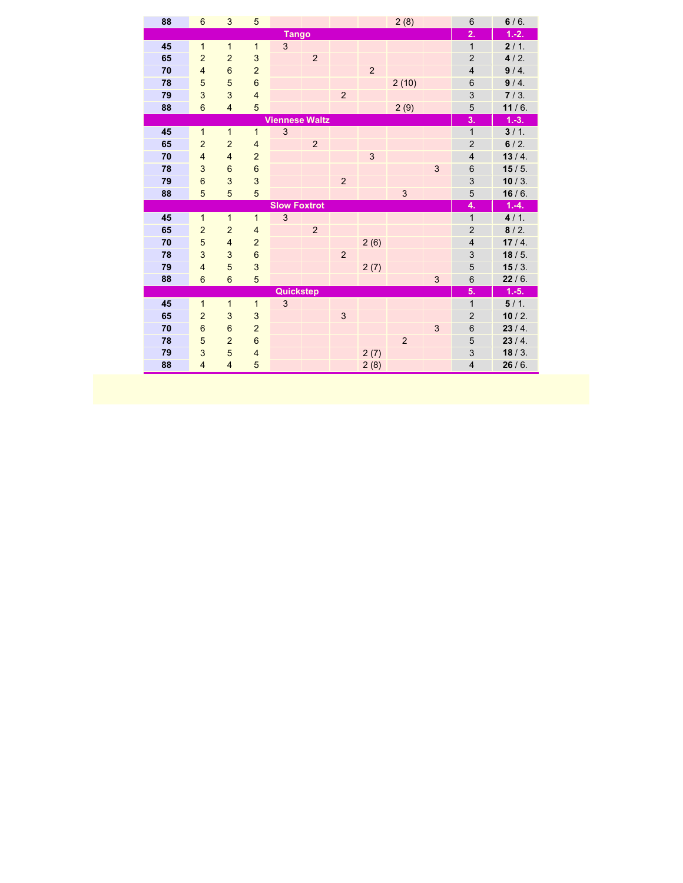| | | | | | | | | | | | |
|---|---|---|---|---|---|---|---|---|---|---|---|
| **88** | 6 | 3 | 5 | | | | | 2 (8) | | 6 | **6** / 6. |
| **Tango** | | | | | | | | | | **2.** | **1.-2.** |
| **45** | 1 | 1 | 1 | 3 | | | | | | 1 | **2** / 1. |
| **65** | 2 | 2 | 3 | | 2 | | | | | 2 | **4** / 2. |
| **70** | 4 | 6 | 2 | | | | 2 | | | 4 | **9** / 4. |
| **78** | 5 | 5 | 6 | | | | | 2 (10) | | 6 | **9** / 4. |
| **79** | 3 | 3 | 4 | | | 2 | | | | 3 | **7** / 3. |
| **88** | 6 | 4 | 5 | | | | | 2 (9) | | 5 | **11** / 6. |
| **Viennese Waltz** | | | | | | | | | | **3.** | **1.-3.** |
| **45** | 1 | 1 | 1 | 3 | | | | | | 1 | **3** / 1. |
| **65** | 2 | 2 | 4 | | 2 | | | | | 2 | **6** / 2. |
| **70** | 4 | 4 | 2 | | | | 3 | | | 4 | **13** / 4. |
| **78** | 3 | 6 | 6 | | | | | | 3 | 6 | **15** / 5. |
| **79** | 6 | 3 | 3 | | | 2 | | | | 3 | **10** / 3. |
| **88** | 5 | 5 | 5 | | | | | 3 | | 5 | **16** / 6. |
| **Slow Foxtrot** | | | | | | | | | | **4.** | **1.-4.** |
| **45** | 1 | 1 | 1 | 3 | | | | | | 1 | **4** / 1. |
| **65** | 2 | 2 | 4 | | 2 | | | | | 2 | **8** / 2. |
| **70** | 5 | 4 | 2 | | | | 2 (6) | | | 4 | **17** / 4. |
| **78** | 3 | 3 | 6 | | | 2 | | | | 3 | **18** / 5. |
| **79** | 4 | 5 | 3 | | | | 2 (7) | | | 5 | **15** / 3. |
| **88** | 6 | 6 | 5 | | | | | | 3 | 6 | **22** / 6. |
| **Quickstep** | | | | | | | | | | **5.** | **1.-5.** |
| **45** | 1 | 1 | 1 | 3 | | | | | | 1 | **5** / 1. |
| **65** | 2 | 3 | 3 | | | 3 | | | | 2 | **10** / 2. |
| **70** | 6 | 6 | 2 | | | | | | 3 | 6 | **23** / 4. |
| **78** | 5 | 2 | 6 | | | | | 2 | | 5 | **23** / 4. |
| **79** | 3 | 5 | 4 | | | | 2 (7) | | | 3 | **18** / 3. |
| **88** | 4 | 4 | 5 | | | | 2 (8) | | | 4 | **26** / 6. |